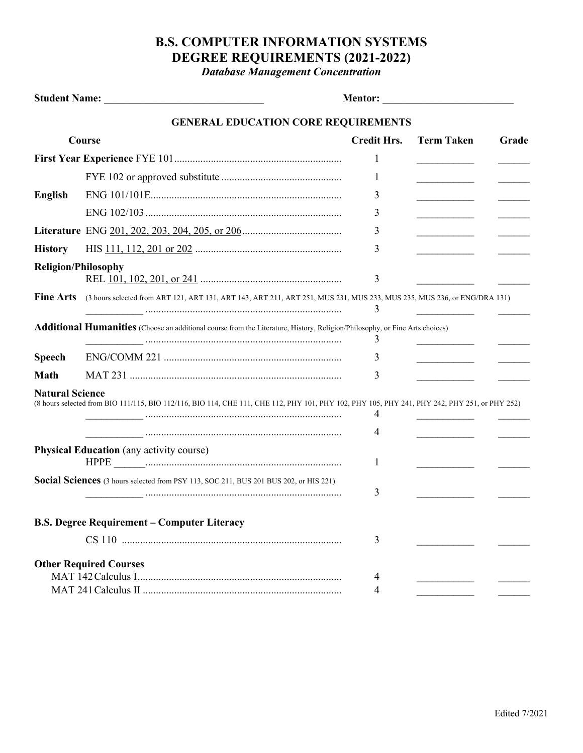# B.S. COMPUTER INFORMATION SYSTEMS
# DEGREE REQUIREMENTS (2021-2022)

***Database Management Concentration***

**Student Name:** ______________________________ **Mentor:** ________________________

## GENERAL EDUCATION CORE REQUIREMENTS

| Course | | Credit Hrs. | Term Taken | Grade |
|---|---|---|---|---|
| **First Year Experience** | FYE 101 | 1 | ___________ | ______ |
| | FYE 102 or approved substitute | 1 | ___________ | ______ |
| **English** | ENG 101/101E | 3 | ___________ | ______ |
| | ENG 102/103 | 3 | ___________ | ______ |
| **Literature** | ENG 201, 202, 203, 204, 205, or 206 | 3 | ___________ | ______ |
| **History** | HIS 111, 112, 201 or 202 | 3 | ___________ | ______ |
| **Religion/Philosophy** | REL 101, 102, 201, or 241 | 3 | ___________ | ______ |
| **Fine Arts** (3 hours selected from ART 121, ART 131, ART 143, ART 211, ART 251, MUS 231, MUS 233, MUS 235, MUS 236, or ENG/DRA 131) | ___________ | 3 | ___________ | ______ |
| **Additional Humanities** (Choose an additional course from the Literature, History, Religion/Philosophy, or Fine Arts choices) | ___________ | 3 | ___________ | ______ |
| **Speech** | ENG/COMM 221 | 3 | ___________ | ______ |
| **Math** | MAT 231 | 3 | ___________ | ______ |
| **Natural Science** (8 hours selected from BIO 111/115, BIO 112/116, BIO 114, CHE 111, CHE 112, PHY 101, PHY 102, PHY 105, PHY 241, PHY 242, PHY 251, or PHY 252) | ___________ | 4 | ___________ | ______ |
| | ___________ | 4 | ___________ | ______ |
| **Physical Education** (any activity course) | HPPE ______ | 1 | ___________ | ______ |
| **Social Sciences** (3 hours selected from PSY 113, SOC 211, BUS 201 BUS 202, or HIS 221) | ___________ | 3 | ___________ | ______ |

### B.S. Degree Requirement – Computer Literacy

| Course | Credit Hrs. | Term Taken | Grade |
|---|---|---|---|
| CS 110 | 3 | ___________ | ______ |

### Other Required Courses

| Course | Credit Hrs. | Term Taken | Grade |
|---|---|---|---|
| MAT 142 Calculus I | 4 | ___________ | ______ |
| MAT 241 Calculus II | 4 | ___________ | ______ |

Edited 7/2021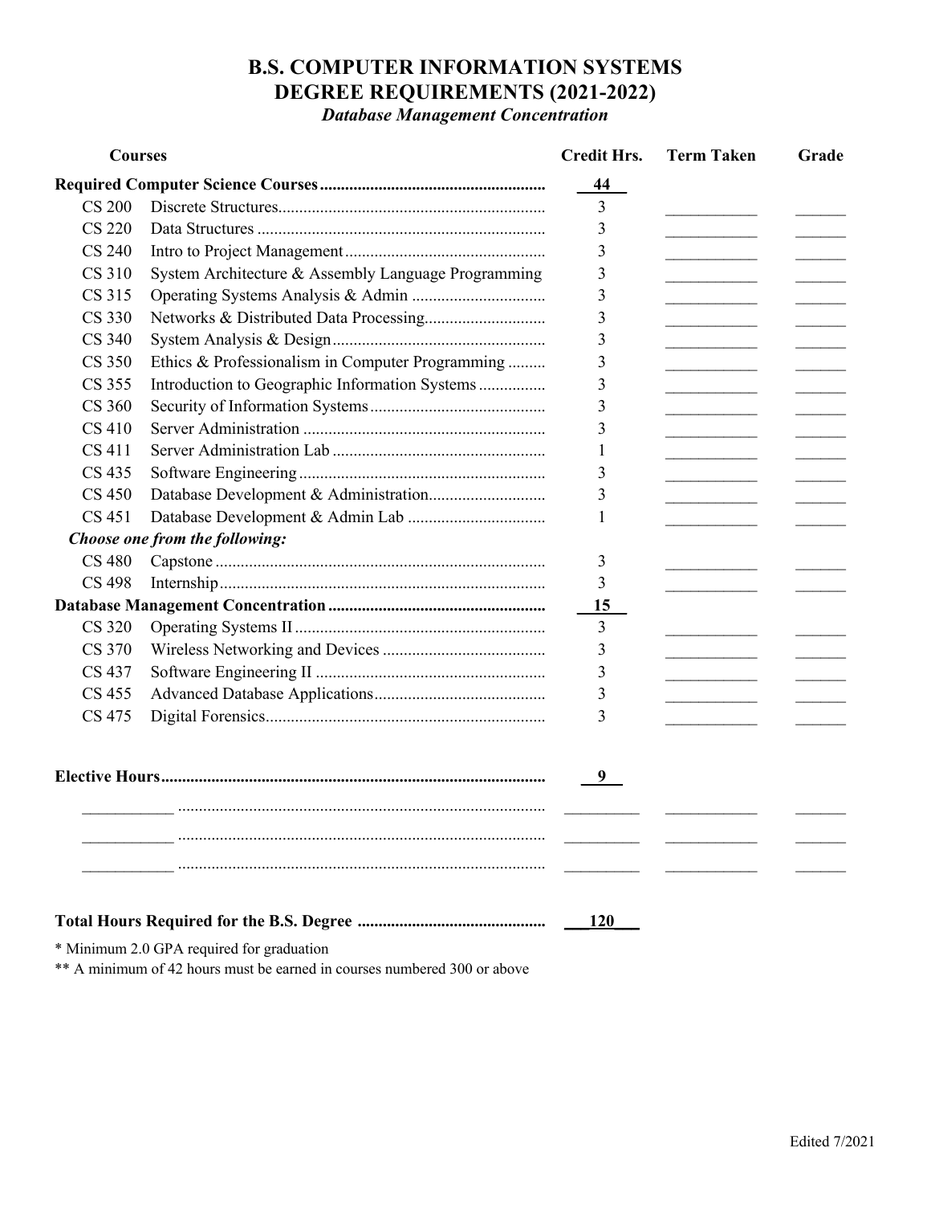# B.S. COMPUTER INFORMATION SYSTEMS DEGREE REQUIREMENTS (2021-2022)

***Database Management Concentration***

| Courses | | Credit Hrs. | Term Taken | Grade |
|---|---|---|---|---|
| **Required Computer Science Courses** | | **44** | | |
| CS 200 | Discrete Structures | 3 | | |
| CS 220 | Data Structures | 3 | | |
| CS 240 | Intro to Project Management | 3 | | |
| CS 310 | System Architecture & Assembly Language Programming | 3 | | |
| CS 315 | Operating Systems Analysis & Admin | 3 | | |
| CS 330 | Networks & Distributed Data Processing | 3 | | |
| CS 340 | System Analysis & Design | 3 | | |
| CS 350 | Ethics & Professionalism in Computer Programming | 3 | | |
| CS 355 | Introduction to Geographic Information Systems | 3 | | |
| CS 360 | Security of Information Systems | 3 | | |
| CS 410 | Server Administration | 3 | | |
| CS 411 | Server Administration Lab | 1 | | |
| CS 435 | Software Engineering | 3 | | |
| CS 450 | Database Development & Administration | 3 | | |
| CS 451 | Database Development & Admin Lab | 1 | | |
| ***Choose one from the following:*** | | | | |
| CS 480 | Capstone | 3 | | |
| CS 498 | Internship | 3 | | |
| **Database Management Concentration** | | **15** | | |
| CS 320 | Operating Systems II | 3 | | |
| CS 370 | Wireless Networking and Devices | 3 | | |
| CS 437 | Software Engineering II | 3 | | |
| CS 455 | Advanced Database Applications | 3 | | |
| CS 475 | Digital Forensics | 3 | | |
| **Elective Hours** | | **9** | | |
| | | | | |
| | | | | |
| | | | | |
| **Total Hours Required for the B.S. Degree** | | **120** | | |

\* Minimum 2.0 GPA required for graduation

\*\* A minimum of 42 hours must be earned in courses numbered 300 or above

Edited 7/2021